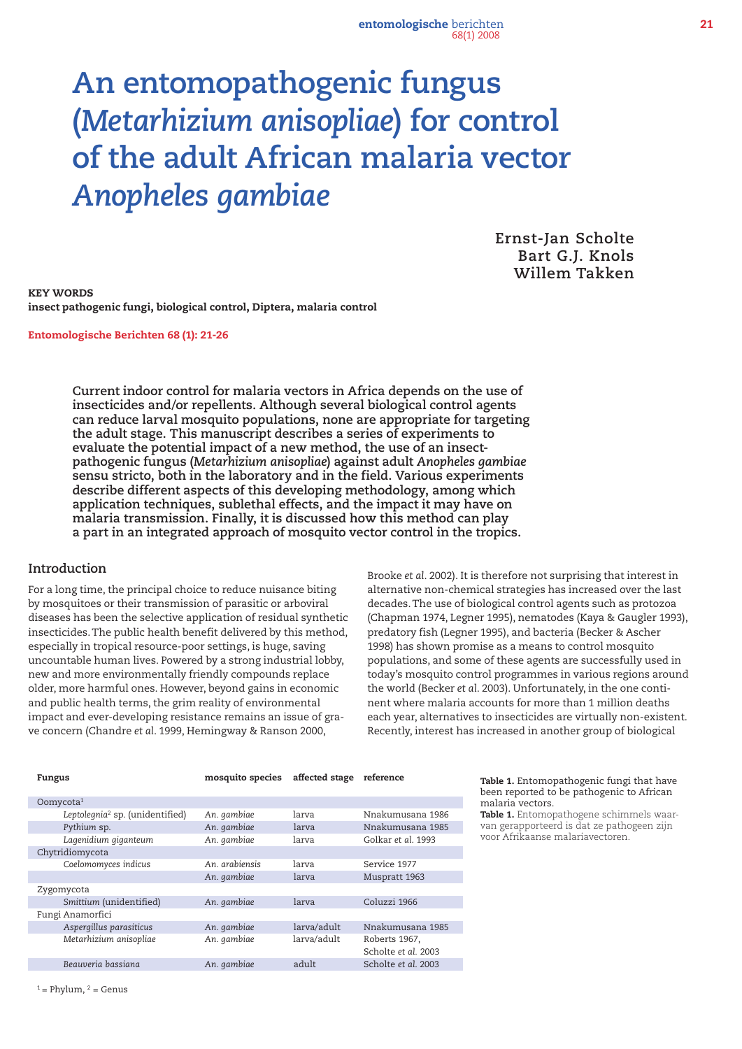# An entomopathogenic fungus (*Metarhizium anisopliae*) for control of the adult African malaria vector *Anopheles gambiae*

**Ernst-Jan Scholte**
**Bart G.J. Knols**
**Willem Takken**

**KEY WORDS**
**insect pathogenic fungi, biological control, Diptera, malaria control**

Entomologische Berichten 68 (1): 21-26

**Current indoor control for malaria vectors in Africa depends on the use of insecticides and/or repellents. Although several biological control agents can reduce larval mosquito populations, none are appropriate for targeting the adult stage. This manuscript describes a series of experiments to evaluate the potential impact of a new method, the use of an insect-pathogenic fungus (*Metarhizium anisopliae*) against adult *Anopheles gambiae* sensu stricto, both in the laboratory and in the field. Various experiments describe different aspects of this developing methodology, among which application techniques, sublethal effects, and the impact it may have on malaria transmission. Finally, it is discussed how this method can play a part in an integrated approach of mosquito vector control in the tropics.**

## Introduction

For a long time, the principal choice to reduce nuisance biting by mosquitoes or their transmission of parasitic or arboviral diseases has been the selective application of residual synthetic insecticides. The public health benefit delivered by this method, especially in tropical resource-poor settings, is huge, saving uncountable human lives. Powered by a strong industrial lobby, new and more environmentally friendly compounds replace older, more harmful ones. However, beyond gains in economic and public health terms, the grim reality of environmental impact and ever-developing resistance remains an issue of grave concern (Chandre *et al*. 1999, Hemingway & Ranson 2000, Brooke *et al*. 2002). It is therefore not surprising that interest in alternative non-chemical strategies has increased over the last decades. The use of biological control agents such as protozoa (Chapman 1974, Legner 1995), nematodes (Kaya & Gaugler 1993), predatory fish (Legner 1995), and bacteria (Becker & Ascher 1998) has shown promise as a means to control mosquito populations, and some of these agents are successfully used in today's mosquito control programmes in various regions around the world (Becker *et al*. 2003). Unfortunately, in the one continent where malaria accounts for more than 1 million deaths each year, alternatives to insecticides are virtually non-existent. Recently, interest has increased in another group of biological

| Fungus | mosquito species | affected stage | reference |
|---|---|---|---|
| Oomycota[1] | | | |
| *Leptolegnia*[2] sp. (unidentified) | *An. gambiae* | larva | Nnakumusana 1986 |
| *Pythium* sp. | *An. gambiae* | larva | Nnakumusana 1985 |
| *Lagenidium giganteum* | *An. gambiae* | larva | Golkar *et al*. 1993 |
| Chytridiomycota | | | |
| *Coelomomyces indicus* | *An. arabiensis* | larva | Service 1977 |
| | *An. gambiae* | larva | Muspratt 1963 |
| Zygomycota | | | |
| *Smittium* (unidentified) | *An. gambiae* | larva | Coluzzi 1966 |
| Fungi Anamorfici | | | |
| *Aspergillus parasiticus* | *An. gambiae* | larva/adult | Nnakumusana 1985 |
| *Metarhizium anisopliae* | *An. gambiae* | larva/adult | Roberts 1967, Scholte *et al*. 2003 |
| *Beauveria bassiana* | *An. gambiae* | adult | Scholte *et al*. 2003 |

[1] = Phylum, [2] = Genus

**Table 1.** Entomopathogenic fungi that have been reported to be pathogenic to African malaria vectors.
**Table 1.** Entomopathogene schimmels waarvan gerapporteerd is dat ze pathogeen zijn voor Afrikaanse malariavectoren.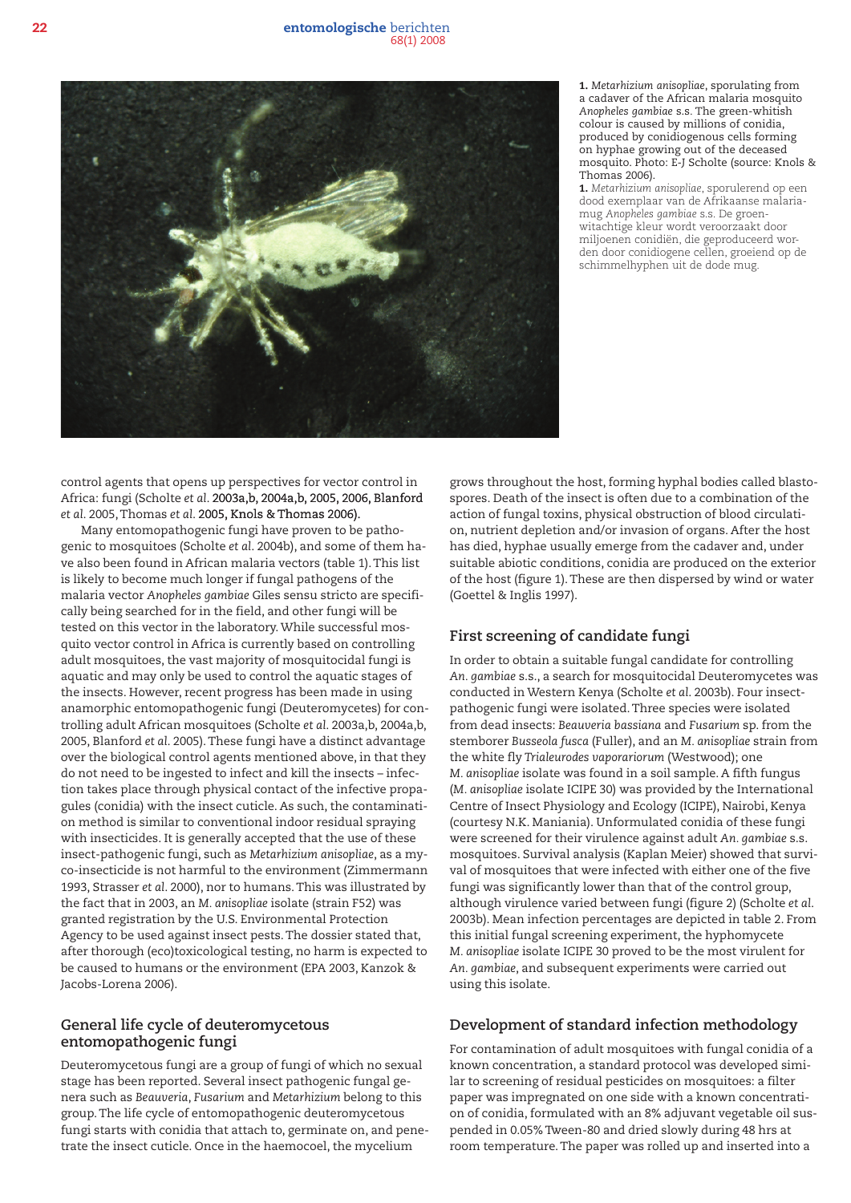1. *Metarhizium anisopliae*, sporulating from a cadaver of the African malaria mosquito *Anopheles gambiae* s.s. The green-whitish colour is caused by millions of conidia, produced by conidiogenous cells forming on hyphae growing out of the deceased mosquito. Photo: E-J Scholte (source: Knols & Thomas 2006).

1. *Metarhizium anisopliae*, sporulerend op een dood exemplaar van de Afrikaanse malariamug *Anopheles gambiae* s.s. De groenwitachtige kleur wordt veroorzaakt door miljoenen conidiën, die geproduceerd worden door conidiogene cellen, groeiend op de schimmelhyphen uit de dode mug.

control agents that opens up perspectives for vector control in Africa: fungi (Scholte *et al.* 2003a,b, 2004a,b, 2005, 2006, Blanford *et al.* 2005, Thomas *et al.* 2005, Knols & Thomas 2006).

Many entomopathogenic fungi have proven to be pathogenic to mosquitoes (Scholte *et al.* 2004b), and some of them have also been found in African malaria vectors (table 1). This list is likely to become much longer if fungal pathogens of the malaria vector *Anopheles gambiae* Giles sensu stricto are specifically being searched for in the field, and other fungi will be tested on this vector in the laboratory. While successful mosquito vector control in Africa is currently based on controlling adult mosquitoes, the vast majority of mosquitocidal fungi is aquatic and may only be used to control the aquatic stages of the insects. However, recent progress has been made in using anamorphic entomopathogenic fungi (Deuteromycetes) for controlling adult African mosquitoes (Scholte *et al.* 2003a,b, 2004a,b, 2005, Blanford *et al.* 2005). These fungi have a distinct advantage over the biological control agents mentioned above, in that they do not need to be ingested to infect and kill the insects – infection takes place through physical contact of the infective propagules (conidia) with the insect cuticle. As such, the contamination method is similar to conventional indoor residual spraying with insecticides. It is generally accepted that the use of these insect-pathogenic fungi, such as *Metarhizium anisopliae*, as a myco-insecticide is not harmful to the environment (Zimmermann 1993, Strasser *et al.* 2000), nor to humans. This was illustrated by the fact that in 2003, an *M. anisopliae* isolate (strain F52) was granted registration by the U.S. Environmental Protection Agency to be used against insect pests. The dossier stated that, after thorough (eco)toxicological testing, no harm is expected to be caused to humans or the environment (EPA 2003, Kanzok & Jacobs-Lorena 2006).

## General life cycle of deuteromycetous entomopathogenic fungi

Deuteromycetous fungi are a group of fungi of which no sexual stage has been reported. Several insect pathogenic fungal genera such as *Beauveria*, *Fusarium* and *Metarhizium* belong to this group. The life cycle of entomopathogenic deuteromycetous fungi starts with conidia that attach to, germinate on, and penetrate the insect cuticle. Once in the haemocoel, the mycelium grows throughout the host, forming hyphal bodies called blastospores. Death of the insect is often due to a combination of the action of fungal toxins, physical obstruction of blood circulation, nutrient depletion and/or invasion of organs. After the host has died, hyphae usually emerge from the cadaver and, under suitable abiotic conditions, conidia are produced on the exterior of the host (figure 1). These are then dispersed by wind or water (Goettel & Inglis 1997).

## First screening of candidate fungi

In order to obtain a suitable fungal candidate for controlling *An. gambiae* s.s., a search for mosquitocidal Deuteromycetes was conducted in Western Kenya (Scholte *et al.* 2003b). Four insect-pathogenic fungi were isolated. Three species were isolated from dead insects: *Beauveria bassiana* and *Fusarium* sp. from the stemborer *Busseola fusca* (Fuller), and an *M. anisopliae* strain from the white fly *Trialeurodes vaporariorum* (Westwood); one *M. anisopliae* isolate was found in a soil sample. A fifth fungus (*M. anisopliae* isolate ICIPE 30) was provided by the International Centre of Insect Physiology and Ecology (ICIPE), Nairobi, Kenya (courtesy N.K. Maniania). Unformulated conidia of these fungi were screened for their virulence against adult *An. gambiae* s.s. mosquitoes. Survival analysis (Kaplan Meier) showed that survival of mosquitoes that were infected with either one of the five fungi was significantly lower than that of the control group, although virulence varied between fungi (figure 2) (Scholte *et al.* 2003b). Mean infection percentages are depicted in table 2. From this initial fungal screening experiment, the hyphomycete *M. anisopliae* isolate ICIPE 30 proved to be the most virulent for *An. gambiae*, and subsequent experiments were carried out using this isolate.

## Development of standard infection methodology

For contamination of adult mosquitoes with fungal conidia of a known concentration, a standard protocol was developed similar to screening of residual pesticides on mosquitoes: a filter paper was impregnated on one side with a known concentration of conidia, formulated with an 8% adjuvant vegetable oil suspended in 0.05% Tween-80 and dried slowly during 48 hrs at room temperature. The paper was rolled up and inserted into a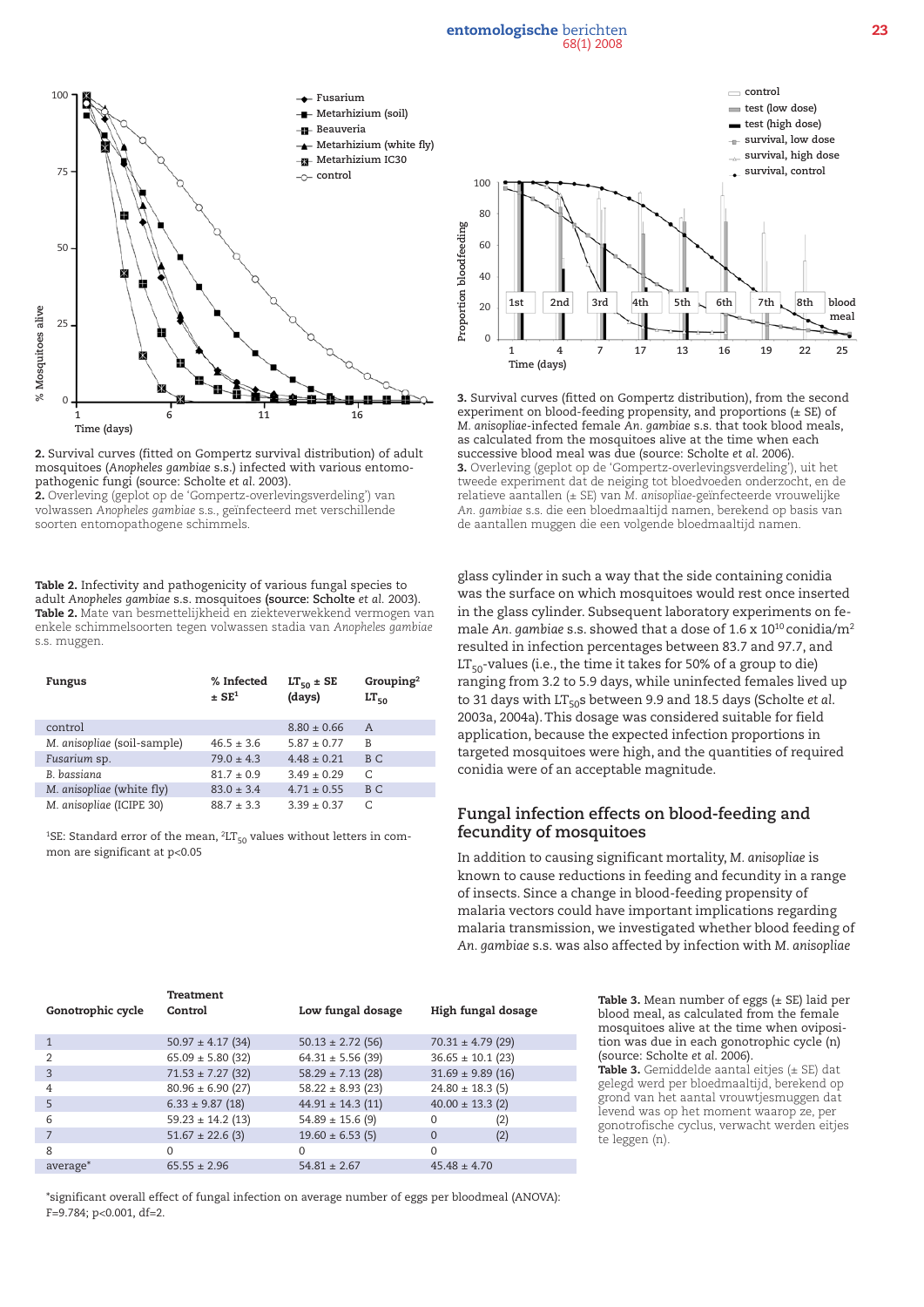**2.** Survival curves (fitted on Gompertz survival distribution) of adult mosquitoes (*Anopheles gambiae* s.s.) infected with various entomopathogenic fungi (source: Scholte *et al.* 2003).
**2.** Overleving (geplot op de 'Gompertz-overlevingsverdeling') van volwassen *Anopheles gambiae* s.s., geïnfecteerd met verschillende soorten entomopathogene schimmels.

**3.** Survival curves (fitted on Gompertz distribution), from the second experiment on blood-feeding propensity, and proportions (± SE) of *M. anisopliae*-infected female *An. gambiae* s.s. that took blood meals, as calculated from the mosquitoes alive at the time when each successive blood meal was due (source: Scholte *et al.* 2006).
**3.** Overleving (geplot op de 'Gompertz-overlevingsverdeling'), uit het tweede experiment dat de neiging tot bloedvoeden onderzocht, en de relatieve aantallen (± SE) van *M. anisopliae*-geïnfecteerde vrouwelijke *An. gambiae* s.s. die een bloedmaaltijd namen, berekend op basis van de aantallen muggen die een volgende bloedmaaltijd namen.

**Table 2.** Infectivity and pathogenicity of various fungal species to adult *Anopheles gambiae* s.s. mosquitoes (source: Scholte *et al.* 2003).
**Table 2.** Mate van besmettelijkheid en ziekteverwekkend vermogen van enkele schimmelsoorten tegen volwassen stadia van *Anopheles gambiae* s.s. muggen.

| Fungus | % Infected ± SE[1] | $LT_{50}$ ± SE (days) | Grouping[2] $LT_{50}$ |
|---|---|---|---|
| control | | 8.80 ± 0.66 | A |
| *M. anisopliae* (soil-sample) | 46.5 ± 3.6 | 5.87 ± 0.77 | B |
| *Fusarium* sp. | 79.0 ± 4.3 | 4.48 ± 0.21 | B C |
| *B. bassiana* | 81.7 ± 0.9 | 3.49 ± 0.29 | C |
| *M. anisopliae* (white fly) | 83.0 ± 3.4 | 4.71 ± 0.55 | B C |
| *M. anisopliae* (ICIPE 30) | 88.7 ± 3.3 | 3.39 ± 0.37 | C |

[1]SE: Standard error of the mean, [2]$LT_{50}$ values without letters in common are significant at p<0.05

glass cylinder in such a way that the side containing conidia was the surface on which mosquitoes would rest once inserted in the glass cylinder. Subsequent laboratory experiments on female *An. gambiae* s.s. showed that a dose of 1.6 x $10^{10}$ conidia/$m^2$ resulted in infection percentages between 83.7 and 97.7, and $LT_{50}$-values (i.e., the time it takes for 50% of a group to die) ranging from 3.2 to 5.9 days, while uninfected females lived up to 31 days with $LT_{50}$s between 9.9 and 18.5 days (Scholte *et al.* 2003a, 2004a). This dosage was considered suitable for field application, because the expected infection proportions in targeted mosquitoes were high, and the quantities of required conidia were of an acceptable magnitude.

## Fungal infection effects on blood-feeding and fecundity of mosquitoes

In addition to causing significant mortality, *M. anisopliae* is known to cause reductions in feeding and fecundity in a range of insects. Since a change in blood-feeding propensity of malaria vectors could have important implications regarding malaria transmission, we investigated whether blood feeding of *An. gambiae* s.s. was also affected by infection with *M. anisopliae*

**Table 3.** Mean number of eggs (± SE) laid per blood meal, as calculated from the female mosquitoes alive at the time when oviposition was due in each gonotrophic cycle (n) (source: Scholte *et al.* 2006).
**Table 3.** Gemiddelde aantal eitjes (± SE) dat gelegd werd per bloedmaaltijd, berekend op grond van het aantal vrouwtjesmuggen dat levend was op het moment waarop ze, per gonotrofische cyclus, verwacht werden eitjes te leggen (n).

| Gonotrophic cycle | Treatment Control | Low fungal dosage | High fungal dosage |
|---|---|---|---|
| 1 | 50.97 ± 4.17 (34) | 50.13 ± 2.72 (56) | 70.31 ± 4.79 (29) |
| 2 | 65.09 ± 5.80 (32) | 64.31 ± 5.56 (39) | 36.65 ± 10.1 (23) |
| 3 | 71.53 ± 7.27 (32) | 58.29 ± 7.13 (28) | 31.69 ± 9.89 (16) |
| 4 | 80.96 ± 6.90 (27) | 58.22 ± 8.93 (23) | 24.80 ± 18.3 (5) |
| 5 | 6.33 ± 9.87 (18) | 44.91 ± 14.3 (11) | 40.00 ± 13.3 (2) |
| 6 | 59.23 ± 14.2 (13) | 54.89 ± 15.6 (9) | 0 (2) |
| 7 | 51.67 ± 22.6 (3) | 19.60 ± 6.53 (5) | 0 (2) |
| 8 | 0 | 0 | 0 |
| average* | 65.55 ± 2.96 | 54.81 ± 2.67 | 45.48 ± 4.70 |

*significant overall effect of fungal infection on average number of eggs per bloodmeal (ANOVA): F=9.784; p<0.001, df=2.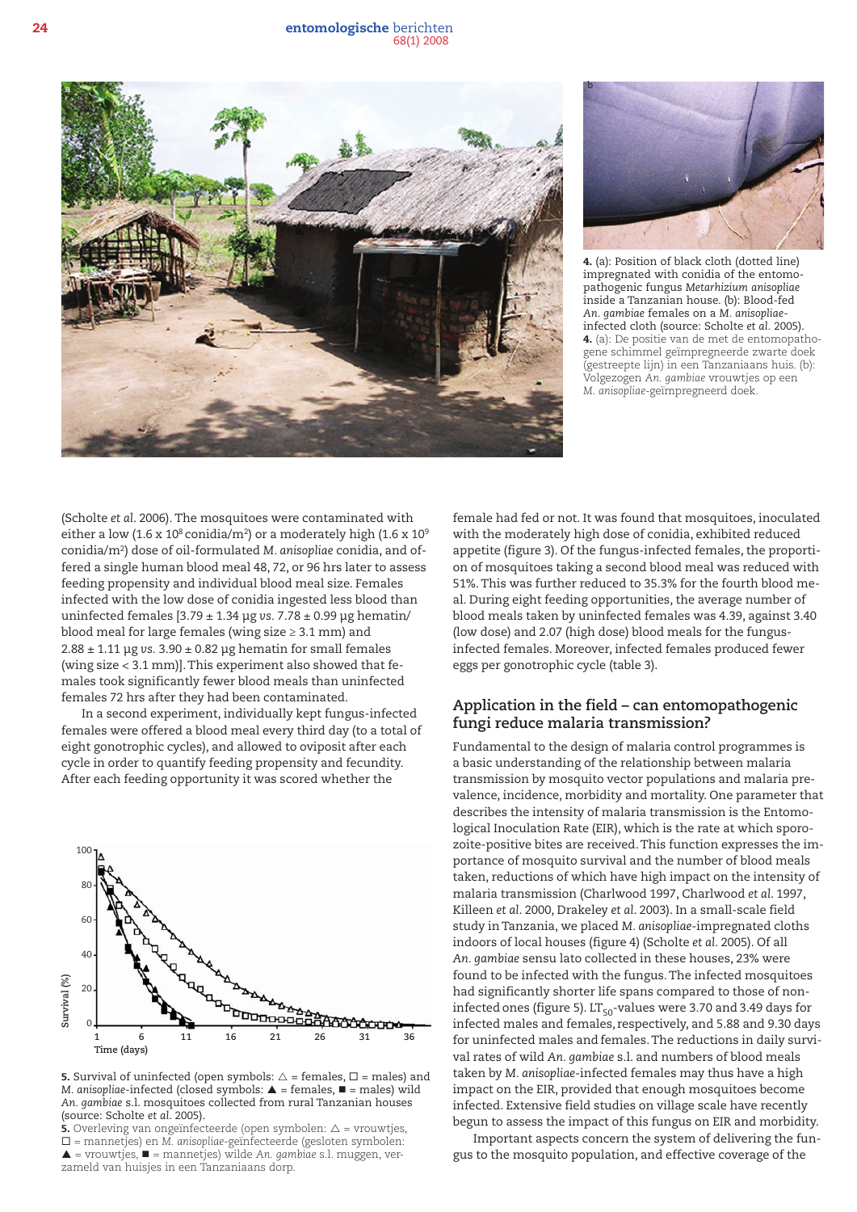4. (a): Position of black cloth (dotted line) impregnated with conidia of the entomopathogenic fungus *Metarhizium anisopliae* inside a Tanzanian house. (b): Blood-fed *An. gambiae* females on a *M. anisopliae*-infected cloth (source: Scholte *et al*. 2005).
4. (a): De positie van de met de entomopathogene schimmel geïmpregneerde zwarte doek (gestreepte lijn) in een Tanzaniaans huis. (b): Volgezogen *An. gambiae* vrouwtjes op een *M. anisopliae*-geïmpregneerd doek.

(Scholte *et al*. 2006). The mosquitoes were contaminated with either a low ($1.6 \times 10^8$ conidia/m$^2$) or a moderately high ($1.6 \times 10^9$ conidia/m$^2$) dose of oil-formulated *M. anisopliae* conidia, and offered a single human blood meal 48, 72, or 96 hrs later to assess feeding propensity and individual blood meal size. Females infected with the low dose of conidia ingested less blood than uninfected females [$3.79 \pm 1.34$ µg *vs.* $7.78 \pm 0.99$ µg hematin/blood meal for large females (wing size ≥ 3.1 mm) and $2.88 \pm 1.11$ µg *vs.* $3.90 \pm 0.82$ µg hematin for small females (wing size < 3.1 mm)]. This experiment also showed that females took significantly fewer blood meals than uninfected females 72 hrs after they had been contaminated.

In a second experiment, individually kept fungus-infected females were offered a blood meal every third day (to a total of eight gonotrophic cycles), and allowed to oviposit after each cycle in order to quantify feeding propensity and fecundity. After each feeding opportunity it was scored whether the female had fed or not. It was found that mosquitoes, inoculated with the moderately high dose of conidia, exhibited reduced appetite (figure 3). Of the fungus-infected females, the proportion of mosquitoes taking a second blood meal was reduced with 51%. This was further reduced to 35.3% for the fourth blood meal. During eight feeding opportunities, the average number of blood meals taken by uninfected females was 4.39, against 3.40 (low dose) and 2.07 (high dose) blood meals for the fungus-infected females. Moreover, infected females produced fewer eggs per gonotrophic cycle (table 3).

5. Survival of uninfected (open symbols: △ = females, □ = males) and *M. anisopliae*-infected (closed symbols: ▲ = females, ■ = males) wild *An. gambiae* s.l. mosquitoes collected from rural Tanzanian houses (source: Scholte *et al*. 2005).
5. Overleving van ongeïnfecteerde (open symbolen: △ = vrouwtjes, □ = mannetjes) en *M. anisopliae*-geïnfecteerde (gesloten symbolen: ▲ = vrouwtjes, ■ = mannetjes) wilde *An. gambiae* s.l. muggen, verzameld van huisjes in een Tanzaniaans dorp.

## Application in the field – can entomopathogenic fungi reduce malaria transmission?

Fundamental to the design of malaria control programmes is a basic understanding of the relationship between malaria transmission by mosquito vector populations and malaria prevalence, incidence, morbidity and mortality. One parameter that describes the intensity of malaria transmission is the Entomological Inoculation Rate (EIR), which is the rate at which sporozoite-positive bites are received. This function expresses the importance of mosquito survival and the number of blood meals taken, reductions of which have high impact on the intensity of malaria transmission (Charlwood 1997, Charlwood *et al*. 1997, Killeen *et al*. 2000, Drakeley *et al*. 2003). In a small-scale field study in Tanzania, we placed *M. anisopliae*-impregnated cloths indoors of local houses (figure 4) (Scholte *et al*. 2005). Of all *An. gambiae* sensu lato collected in these houses, 23% were found to be infected with the fungus. The infected mosquitoes had significantly shorter life spans compared to those of non-infected ones (figure 5). $LT_{50}$-values were 3.70 and 3.49 days for infected males and females, respectively, and 5.88 and 9.30 days for uninfected males and females. The reductions in daily survival rates of wild *An. gambiae* s.l. and numbers of blood meals taken by *M. anisopliae*-infected females may thus have a high impact on the EIR, provided that enough mosquitoes become infected. Extensive field studies on village scale have recently begun to assess the impact of this fungus on EIR and morbidity.

Important aspects concern the system of delivering the fungus to the mosquito population, and effective coverage of the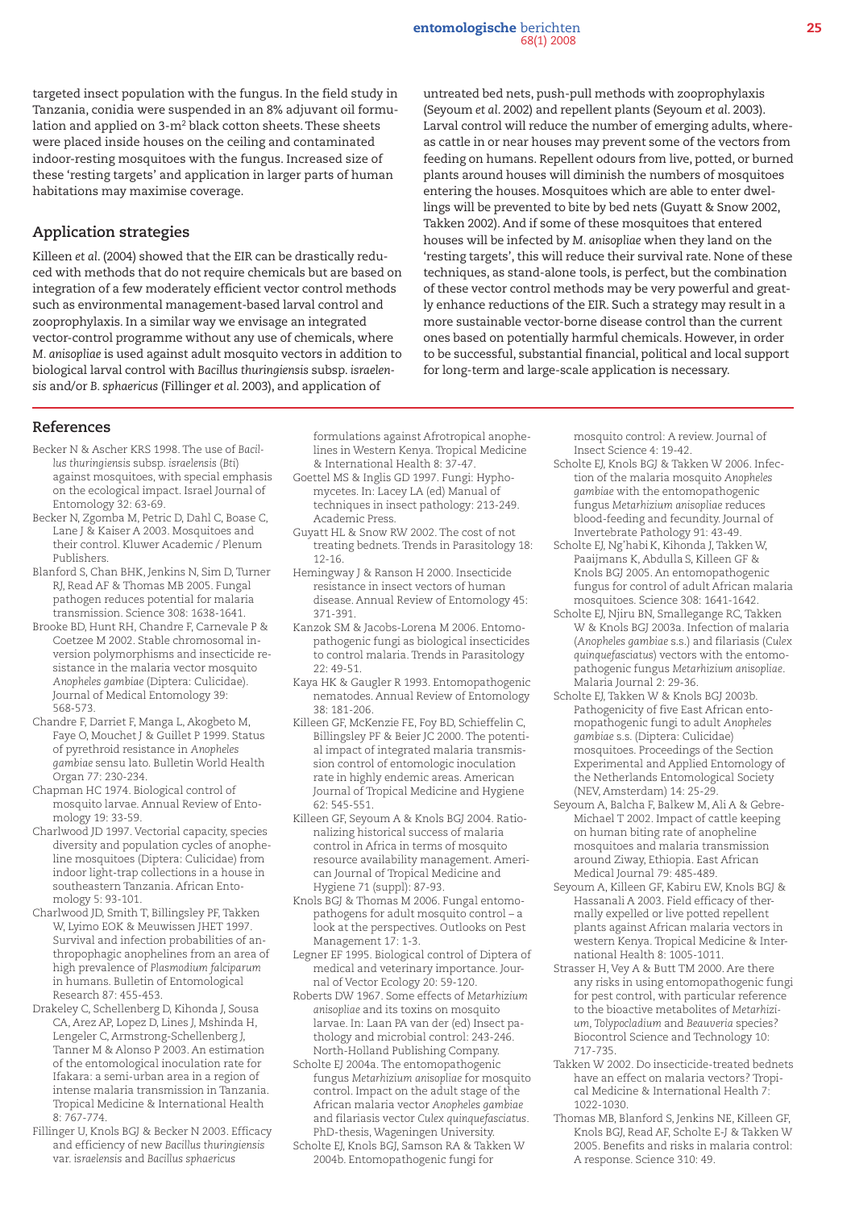targeted insect population with the fungus. In the field study in Tanzania, conidia were suspended in an 8% adjuvant oil formulation and applied on 3-$m^2$ black cotton sheets. These sheets were placed inside houses on the ceiling and contaminated indoor-resting mosquitoes with the fungus. Increased size of these 'resting targets' and application in larger parts of human habitations may maximise coverage.

## Application strategies

Killeen *et al.* (2004) showed that the EIR can be drastically reduced with methods that do not require chemicals but are based on integration of a few moderately efficient vector control methods such as environmental management-based larval control and zooprophylaxis. In a similar way we envisage an integrated vector-control programme without any use of chemicals, where *M. anisopliae* is used against adult mosquito vectors in addition to biological larval control with *Bacillus thuringiensis* subsp. *israelensis* and/or *B. sphaericus* (Fillinger *et al.* 2003), and application of untreated bed nets, push-pull methods with zooprophylaxis (Seyoum *et al.* 2002) and repellent plants (Seyoum *et al.* 2003). Larval control will reduce the number of emerging adults, whereas cattle in or near houses may prevent some of the vectors from feeding on humans. Repellent odours from live, potted, or burned plants around houses will diminish the numbers of mosquitoes entering the houses. Mosquitoes which are able to enter dwellings will be prevented to bite by bed nets (Guyatt & Snow 2002, Takken 2002). And if some of these mosquitoes that entered houses will be infected by *M. anisopliae* when they land on the 'resting targets', this will reduce their survival rate. None of these techniques, as stand-alone tools, is perfect, but the combination of these vector control methods may be very powerful and greatly enhance reductions of the EIR. Such a strategy may result in a more sustainable vector-borne disease control than the current ones based on potentially harmful chemicals. However, in order to be successful, substantial financial, political and local support for long-term and large-scale application is necessary.

## References

Becker N & Ascher KRS 1998. The use of *Bacillus thuringiensis* subsp. *israelensis* (*Bti*) against mosquitoes, with special emphasis on the ecological impact. Israel Journal of Entomology 32: 63-69.

Becker N, Zgomba M, Petric D, Dahl C, Boase C, Lane J & Kaiser A 2003. Mosquitoes and their control. Kluwer Academic / Plenum Publishers.

Blanford S, Chan BHK, Jenkins N, Sim D, Turner RJ, Read AF & Thomas MB 2005. Fungal pathogen reduces potential for malaria transmission. Science 308: 1638-1641.

Brooke BD, Hunt RH, Chandre F, Carnevale P & Coetzee M 2002. Stable chromosomal inversion polymorphisms and insecticide resistance in the malaria vector mosquito *Anopheles gambiae* (Diptera: Culicidae). Journal of Medical Entomology 39: 568-573.

Chandre F, Darriet F, Manga L, Akogbeto M, Faye O, Mouchet J & Guillet P 1999. Status of pyrethroid resistance in *Anopheles gambiae* sensu lato. Bulletin World Health Organ 77: 230-234.

Chapman HC 1974. Biological control of mosquito larvae. Annual Review of Entomology 19: 33-59.

Charlwood JD 1997. Vectorial capacity, species diversity and population cycles of anopheline mosquitoes (Diptera: Culicidae) from indoor light-trap collections in a house in southeastern Tanzania. African Entomology 5: 93-101.

Charlwood JD, Smith T, Billingsley PF, Takken W, Lyimo EOK & Meuwissen JHET 1997. Survival and infection probabilities of anthropophagic anophelines from an area of high prevalence of *Plasmodium falciparum* in humans. Bulletin of Entomological Research 87: 455-453.

Drakeley C, Schellenberg D, Kihonda J, Sousa CA, Arez AP, Lopez D, Lines J, Mshinda H, Lengeler C, Armstrong-Schellenberg J, Tanner M & Alonso P 2003. An estimation of the entomological inoculation rate for Ifakara: a semi-urban area in a region of intense malaria transmission in Tanzania. Tropical Medicine & International Health 8: 767-774.

Fillinger U, Knols BGJ & Becker N 2003. Efficacy and efficiency of new *Bacillus thuringiensis* var. *israelensis* and *Bacillus sphaericus* formulations against Afrotropical anophelines in Western Kenya. Tropical Medicine & International Health 8: 37-47.

Goettel MS & Inglis GD 1997. Fungi: Hyphomycetes. In: Lacey LA (ed) Manual of techniques in insect pathology: 213-249. Academic Press.

Guyatt HL & Snow RW 2002. The cost of not treating bednets. Trends in Parasitology 18: 12-16.

Hemingway J & Ranson H 2000. Insecticide resistance in insect vectors of human disease. Annual Review of Entomology 45: 371-391.

Kanzok SM & Jacobs-Lorena M 2006. Entomopathogenic fungi as biological insecticides to control malaria. Trends in Parasitology 22: 49-51.

Kaya HK & Gaugler R 1993. Entomopathogenic nematodes. Annual Review of Entomology 38: 181-206.

Killeen GF, McKenzie FE, Foy BD, Schieffelin C, Billingsley PF & Beier JC 2000. The potential impact of integrated malaria transmission control of entomologic inoculation rate in highly endemic areas. American Journal of Tropical Medicine and Hygiene 62: 545-551.

Killeen GF, Seyoum A & Knols BGJ 2004. Rationalizing historical success of malaria control in Africa in terms of mosquito resource availability management. American Journal of Tropical Medicine and Hygiene 71 (suppl): 87-93.

Knols BGJ & Thomas M 2006. Fungal entomopathogens for adult mosquito control – a look at the perspectives. Outlooks on Pest Management 17: 1-3.

Legner EF 1995. Biological control of Diptera of medical and veterinary importance. Journal of Vector Ecology 20: 59-120.

Roberts DW 1967. Some effects of *Metarhizium anisopliae* and its toxins on mosquito larvae. In: Laan PA van der (ed) Insect pathology and microbial control: 243-246. North-Holland Publishing Company.

Scholte EJ 2004a. The entomopathogenic fungus *Metarhizium anisopliae* for mosquito control. Impact on the adult stage of the African malaria vector *Anopheles gambiae* and filariasis vector *Culex quinquefasciatus*. PhD-thesis, Wageningen University.

Scholte EJ, Knols BGJ, Samson RA & Takken W 2004b. Entomopathogenic fungi for mosquito control: A review. Journal of Insect Science 4: 19-42.

Scholte EJ, Knols BGJ & Takken W 2006. Infection of the malaria mosquito *Anopheles gambiae* with the entomopathogenic fungus *Metarhizium anisopliae* reduces blood-feeding and fecundity. Journal of Invertebrate Pathology 91: 43-49.

Scholte EJ, Ng'habi K, Kihonda J, Takken W, Paaijmans K, Abdulla S, Killeen GF & Knols BGJ 2005. An entomopathogenic fungus for control of adult African malaria mosquitoes. Science 308: 1641-1642.

Scholte EJ, Njiru BN, Smallegange RC, Takken W & Knols BGJ 2003a. Infection of malaria (*Anopheles gambiae* s.s.) and filariasis (*Culex quinquefasciatus*) vectors with the entomopathogenic fungus *Metarhizium anisopliae*. Malaria Journal 2: 29-36.

Scholte EJ, Takken W & Knols BGJ 2003b. Pathogenicity of five East African entomopathogenic fungi to adult *Anopheles gambiae* s.s. (Diptera: Culicidae) mosquitoes. Proceedings of the Section Experimental and Applied Entomology of the Netherlands Entomological Society (NEV, Amsterdam) 14: 25-29.

Seyoum A, Balcha F, Balkew M, Ali A & Gebre-Michael T 2002. Impact of cattle keeping on human biting rate of anopheline mosquitoes and malaria transmission around Ziway, Ethiopia. East African Medical Journal 79: 485-489.

Seyoum A, Killeen GF, Kabiru EW, Knols BGJ & Hassanali A 2003. Field efficacy of thermally expelled or live potted repellent plants against African malaria vectors in western Kenya. Tropical Medicine & International Health 8: 1005-1011.

Strasser H, Vey A & Butt TM 2000. Are there any risks in using entomopathogenic fungi for pest control, with particular reference to the bioactive metabolites of *Metarhizium*, *Tolypocladium* and *Beauveria* species? Biocontrol Science and Technology 10: 717-735.

Takken W 2002. Do insecticide-treated bednets have an effect on malaria vectors? Tropical Medicine & International Health 7: 1022-1030.

Thomas MB, Blanford S, Jenkins NE, Killeen GF, Knols BGJ, Read AF, Scholte E-J & Takken W 2005. Benefits and risks in malaria control: A response. Science 310: 49.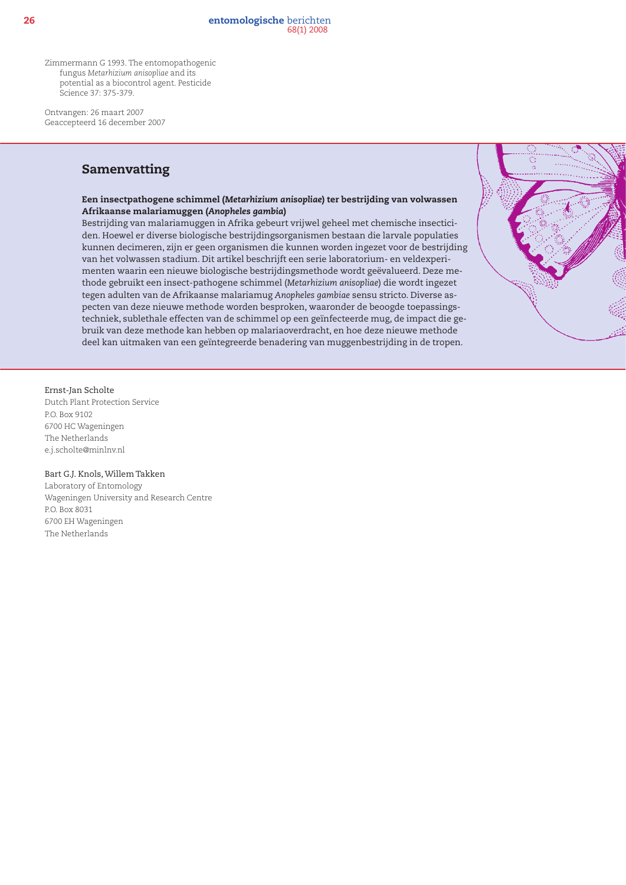Zimmermann G 1993. The entomopathogenic fungus *Metarhizium anisopliae* and its potential as a biocontrol agent. Pesticide Science 37: 375-379.

Ontvangen: 26 maart 2007
Geaccepteerd 16 december 2007

## Samenvatting

**Een insectpathogene schimmel (*Metarhizium anisopliae*) ter bestrijding van volwassen Afrikaanse malariamuggen (*Anopheles gambia*)**

Bestrijding van malariamuggen in Afrika gebeurt vrijwel geheel met chemische insecticiden. Hoewel er diverse biologische bestrijdingsorganismen bestaan die larvale populaties kunnen decimeren, zijn er geen organismen die kunnen worden ingezet voor de bestrijding van het volwassen stadium. Dit artikel beschrijft een serie laboratorium- en veldexperimenten waarin een nieuwe biologische bestrijdingsmethode wordt geëvalueerd. Deze methode gebruikt een insect-pathogene schimmel (*Metarhizium anisopliae*) die wordt ingezet tegen adulten van de Afrikaanse malariamug *Anopheles gambiae* sensu stricto. Diverse aspecten van deze nieuwe methode worden besproken, waaronder de beoogde toepassingstechniek, sublethale effecten van de schimmel op een geïnfecteerde mug, de impact die gebruik van deze methode kan hebben op malariaoverdracht, en hoe deze nieuwe methode deel kan uitmaken van een geïntegreerde benadering van muggenbestrijding in de tropen.

Ernst-Jan Scholte
Dutch Plant Protection Service
P.O. Box 9102
6700 HC Wageningen
The Netherlands
e.j.scholte@minlnv.nl

Bart G.J. Knols, Willem Takken
Laboratory of Entomology
Wageningen University and Research Centre
P.O. Box 8031
6700 EH Wageningen
The Netherlands